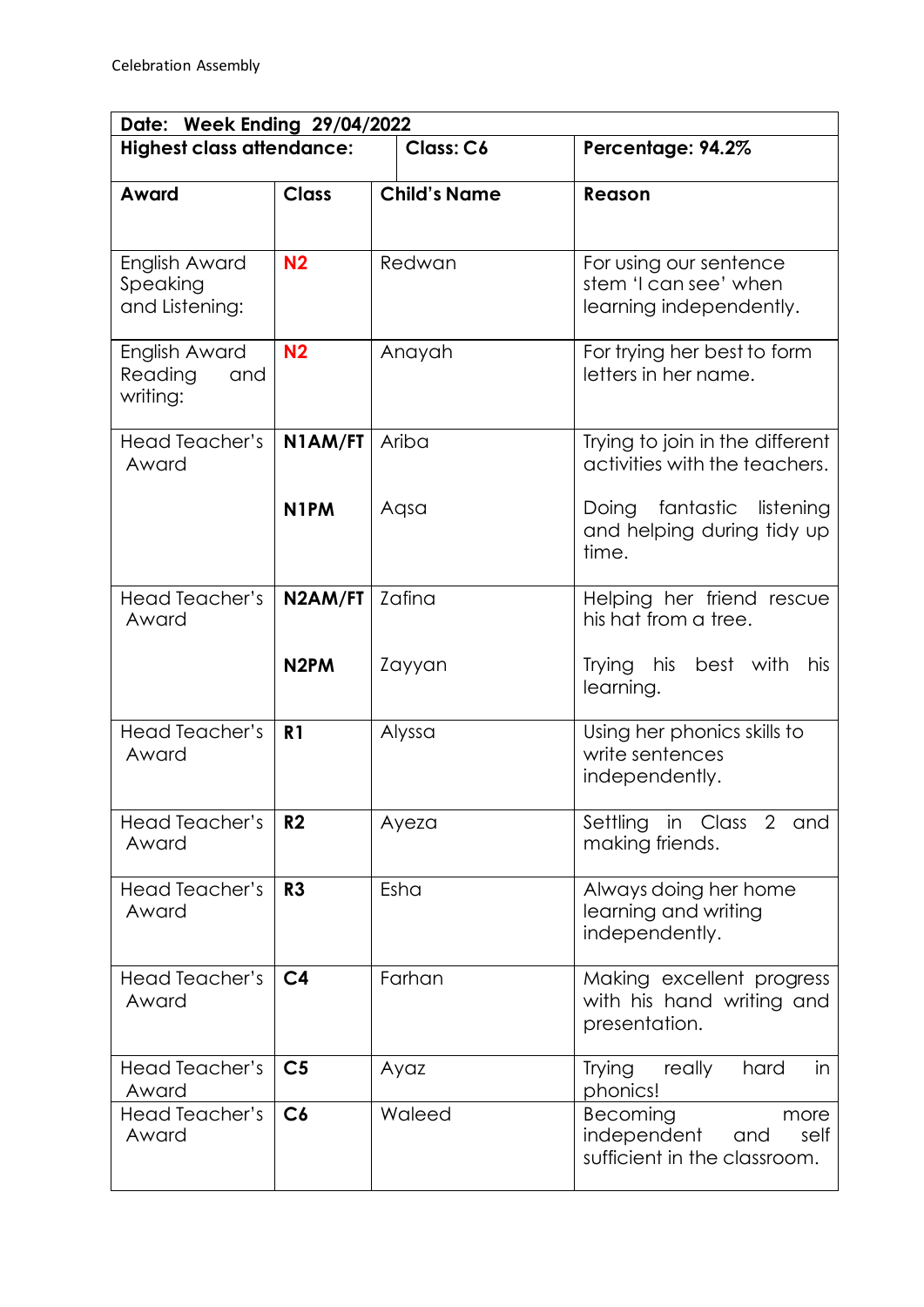Celebration Assembly

| Date: Week Ending 29/04/2022 | | | |
|---|---|---|---|
| **Highest class attendance:** | | **Class: C6** | **Percentage: 94.2%** |
| **Award** | **Class** | **Child's Name** | **Reason** |
| English Award Speaking and Listening: | **N2** | Redwan | For using our sentence stem 'I can see' when learning independently. |
| English Award Reading and writing: | **N2** | Anayah | For trying her best to form letters in her name. |
| Head Teacher's Award | **N1AM/FT** | Ariba | Trying to join in the different activities with the teachers. |
| | **N1PM** | Aqsa | Doing fantastic listening and helping during tidy up time. |
| Head Teacher's Award | **N2AM/FT** | Zafina | Helping her friend rescue his hat from a tree. |
| | **N2PM** | Zayyan | Trying his best with his learning. |
| Head Teacher's Award | **R1** | Alyssa | Using her phonics skills to write sentences independently. |
| Head Teacher's Award | **R2** | Ayeza | Settling in Class 2 and making friends. |
| Head Teacher's Award | **R3** | Esha | Always doing her home learning and writing independently. |
| Head Teacher's Award | **C4** | Farhan | Making excellent progress with his hand writing and presentation. |
| Head Teacher's Award | **C5** | Ayaz | Trying really hard in phonics! |
| Head Teacher's Award | **C6** | Waleed | Becoming more independent and self sufficient in the classroom. |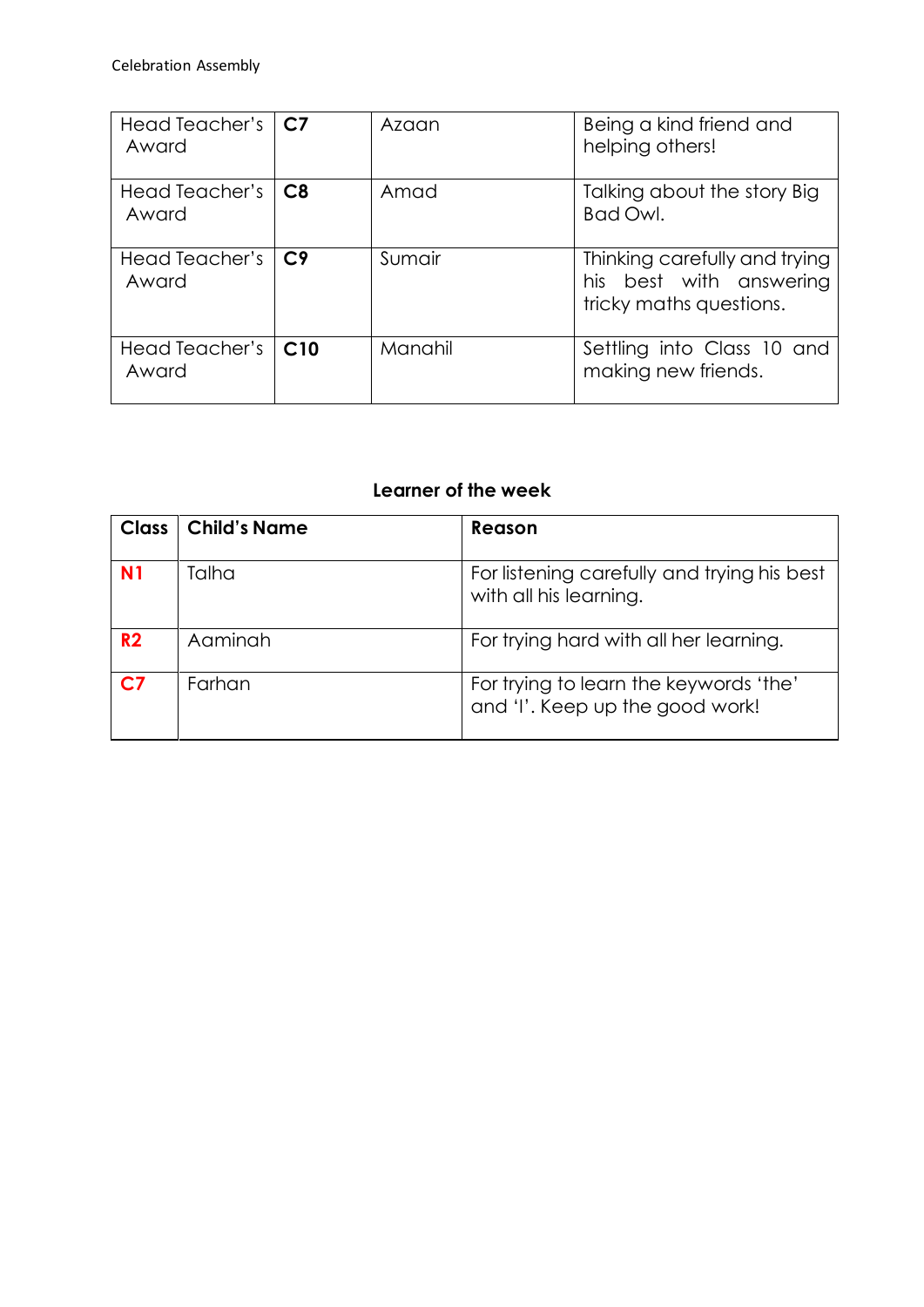| | | | |
|---|---|---|---|
| Head Teacher's Award | **C7** | Azaan | Being a kind friend and helping others! |
| Head Teacher's Award | **C8** | Amad | Talking about the story Big Bad Owl. |
| Head Teacher's Award | **C9** | Sumair | Thinking carefully and trying his best with answering tricky maths questions. |
| Head Teacher's Award | **C10** | Manahil | Settling into Class 10 and making new friends. |

**Learner of the week**

| **Class** | **Child's Name** | **Reason** |
|---|---|---|
| **N1** | Talha | For listening carefully and trying his best with all his learning. |
| **R2** | Aaminah | For trying hard with all her learning. |
| **C7** | Farhan | For trying to learn the keywords 'the' and 'I'. Keep up the good work! |